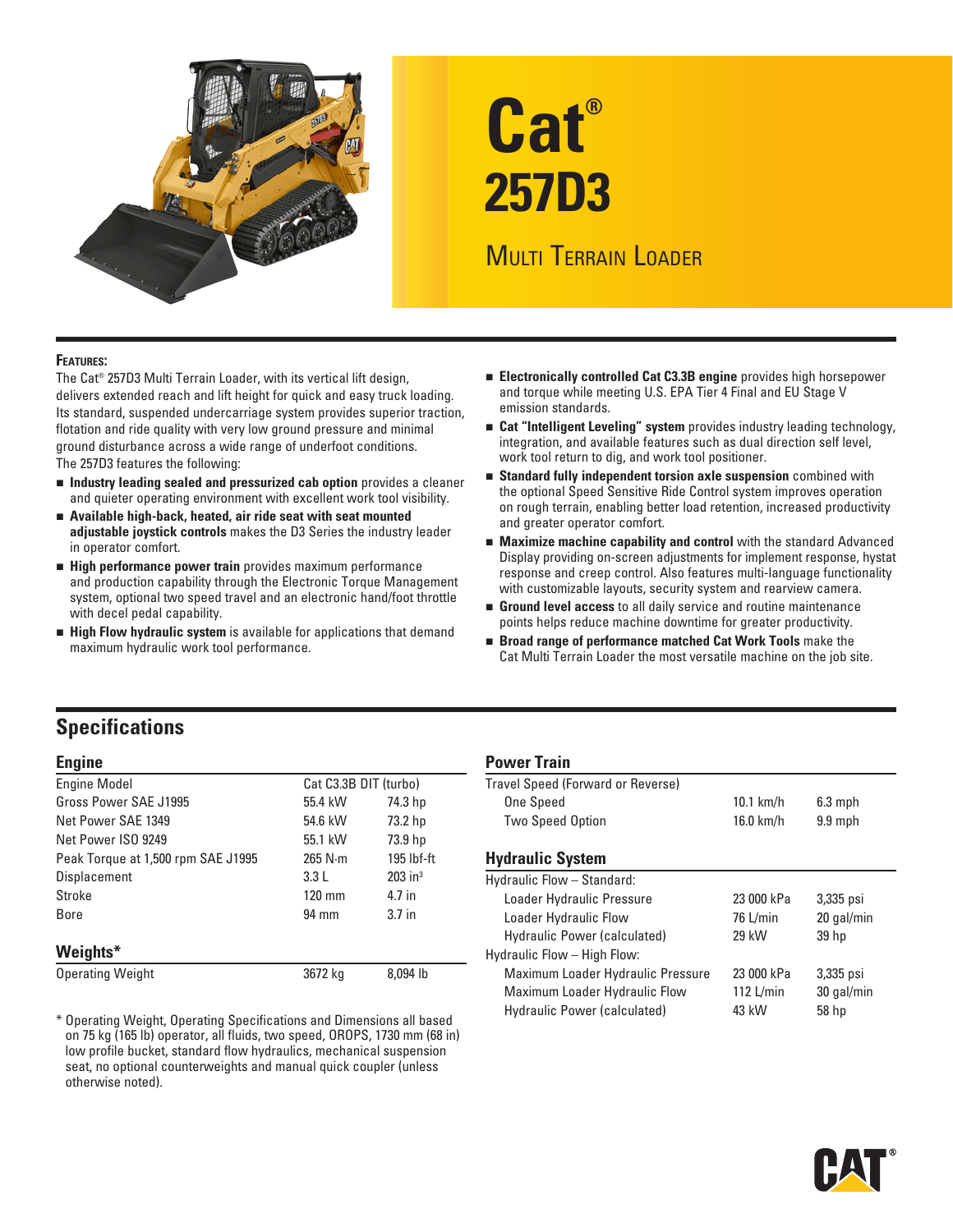# Cat® 257D3

## Multi Terrain Loader

**Features:**

The Cat® 257D3 Multi Terrain Loader, with its vertical lift design, delivers extended reach and lift height for quick and easy truck loading. Its standard, suspended undercarriage system provides superior traction, flotation and ride quality with very low ground pressure and minimal ground disturbance across a wide range of underfoot conditions. The 257D3 features the following:

- **Industry leading sealed and pressurized cab option** provides a cleaner and quieter operating environment with excellent work tool visibility.
- **Available high-back, heated, air ride seat with seat mounted adjustable joystick controls** makes the D3 Series the industry leader in operator comfort.
- **High performance power train** provides maximum performance and production capability through the Electronic Torque Management system, optional two speed travel and an electronic hand/foot throttle with decel pedal capability.
- **High Flow hydraulic system** is available for applications that demand maximum hydraulic work tool performance.
- **Electronically controlled Cat C3.3B engine** provides high horsepower and torque while meeting U.S. EPA Tier 4 Final and EU Stage V emission standards.
- **Cat "Intelligent Leveling" system** provides industry leading technology, integration, and available features such as dual direction self level, work tool return to dig, and work tool positioner.
- **Standard fully independent torsion axle suspension** combined with the optional Speed Sensitive Ride Control system improves operation on rough terrain, enabling better load retention, increased productivity and greater operator comfort.
- **Maximize machine capability and control** with the standard Advanced Display providing on-screen adjustments for implement response, hystat response and creep control. Also features multi-language functionality with customizable layouts, security system and rearview camera.
- **Ground level access** to all daily service and routine maintenance points helps reduce machine downtime for greater productivity.
- **Broad range of performance matched Cat Work Tools** make the Cat Multi Terrain Loader the most versatile machine on the job site.

## Specifications

### Engine

| | | |
|---|---|---|
| Engine Model | Cat C3.3B DIT (turbo) | |
| Gross Power SAE J1995 | 55.4 kW | 74.3 hp |
| Net Power SAE 1349 | 54.6 kW | 73.2 hp |
| Net Power ISO 9249 | 55.1 kW | 73.9 hp |
| Peak Torque at 1,500 rpm SAE J1995 | 265 N·m | 195 lbf-ft |
| Displacement | 3.3 L | 203 in³ |
| Stroke | 120 mm | 4.7 in |
| Bore | 94 mm | 3.7 in |

### Weights*

| | | |
|---|---|---|
| Operating Weight | 3672 kg | 8,094 lb |

* Operating Weight, Operating Specifications and Dimensions all based on 75 kg (165 lb) operator, all fluids, two speed, OROPS, 1730 mm (68 in) low profile bucket, standard flow hydraulics, mechanical suspension seat, no optional counterweights and manual quick coupler (unless otherwise noted).

### Power Train

| | | |
|---|---|---|
| Travel Speed (Forward or Reverse) | | |
| One Speed | 10.1 km/h | 6.3 mph |
| Two Speed Option | 16.0 km/h | 9.9 mph |

### Hydraulic System

| | | |
|---|---|---|
| Hydraulic Flow – Standard: | | |
| Loader Hydraulic Pressure | 23 000 kPa | 3,335 psi |
| Loader Hydraulic Flow | 76 L/min | 20 gal/min |
| Hydraulic Power (calculated) | 29 kW | 39 hp |
| Hydraulic Flow – High Flow: | | |
| Maximum Loader Hydraulic Pressure | 23 000 kPa | 3,335 psi |
| Maximum Loader Hydraulic Flow | 112 L/min | 30 gal/min |
| Hydraulic Power (calculated) | 43 kW | 58 hp |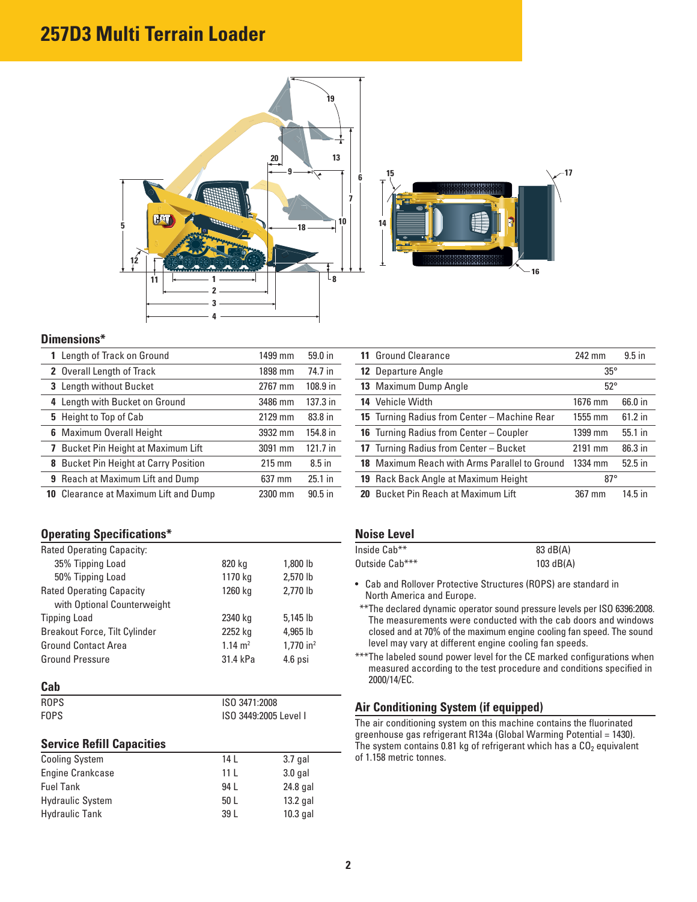# 257D3 Multi Terrain Loader

## Dimensions*

| | | mm | in |
|---|---|---|---|
| 1 | Length of Track on Ground | 1499 mm | 59.0 in |
| 2 | Overall Length of Track | 1898 mm | 74.7 in |
| 3 | Length without Bucket | 2767 mm | 108.9 in |
| 4 | Length with Bucket on Ground | 3486 mm | 137.3 in |
| 5 | Height to Top of Cab | 2129 mm | 83.8 in |
| 6 | Maximum Overall Height | 3932 mm | 154.8 in |
| 7 | Bucket Pin Height at Maximum Lift | 3091 mm | 121.7 in |
| 8 | Bucket Pin Height at Carry Position | 215 mm | 8.5 in |
| 9 | Reach at Maximum Lift and Dump | 637 mm | 25.1 in |
| 10 | Clearance at Maximum Lift and Dump | 2300 mm | 90.5 in |
| 11 | Ground Clearance | 242 mm | 9.5 in |
| 12 | Departure Angle | 35° | |
| 13 | Maximum Dump Angle | 52° | |
| 14 | Vehicle Width | 1676 mm | 66.0 in |
| 15 | Turning Radius from Center – Machine Rear | 1555 mm | 61.2 in |
| 16 | Turning Radius from Center – Coupler | 1399 mm | 55.1 in |
| 17 | Turning Radius from Center – Bucket | 2191 mm | 86.3 in |
| 18 | Maximum Reach with Arms Parallel to Ground | 1334 mm | 52.5 in |
| 19 | Rack Back Angle at Maximum Height | 87° | |
| 20 | Bucket Pin Reach at Maximum Lift | 367 mm | 14.5 in |

## Operating Specifications*

| | | |
|---|---|---|
| Rated Operating Capacity: | | |
| 35% Tipping Load | 820 kg | 1,800 lb |
| 50% Tipping Load | 1170 kg | 2,570 lb |
| Rated Operating Capacity with Optional Counterweight | 1260 kg | 2,770 lb |
| Tipping Load | 2340 kg | 5,145 lb |
| Breakout Force, Tilt Cylinder | 2252 kg | 4,965 lb |
| Ground Contact Area | 1.14 $m^2$ | 1,770 $in^2$ |
| Ground Pressure | 31.4 kPa | 4.6 psi |

## Cab

| | |
|---|---|
| ROPS | ISO 3471:2008 |
| FOPS | ISO 3449:2005 Level I |

## Service Refill Capacities

| | | |
|---|---|---|
| Cooling System | 14 L | 3.7 gal |
| Engine Crankcase | 11 L | 3.0 gal |
| Fuel Tank | 94 L | 24.8 gal |
| Hydraulic System | 50 L | 13.2 gal |
| Hydraulic Tank | 39 L | 10.3 gal |

## Noise Level

| | |
|---|---|
| Inside Cab** | 83 dB(A) |
| Outside Cab*** | 103 dB(A) |

- Cab and Rollover Protective Structures (ROPS) are standard in North America and Europe.

**The declared dynamic operator sound pressure levels per ISO 6396:2008. The measurements were conducted with the cab doors and windows closed and at 70% of the maximum engine cooling fan speed. The sound level may vary at different engine cooling fan speeds.

***The labeled sound power level for the CE marked configurations when measured according to the test procedure and conditions specified in 2000/14/EC.

## Air Conditioning System (if equipped)

The air conditioning system on this machine contains the fluorinated greenhouse gas refrigerant R134a (Global Warming Potential = 1430). The system contains 0.81 kg of refrigerant which has a $CO_2$ equivalent of 1.158 metric tonnes.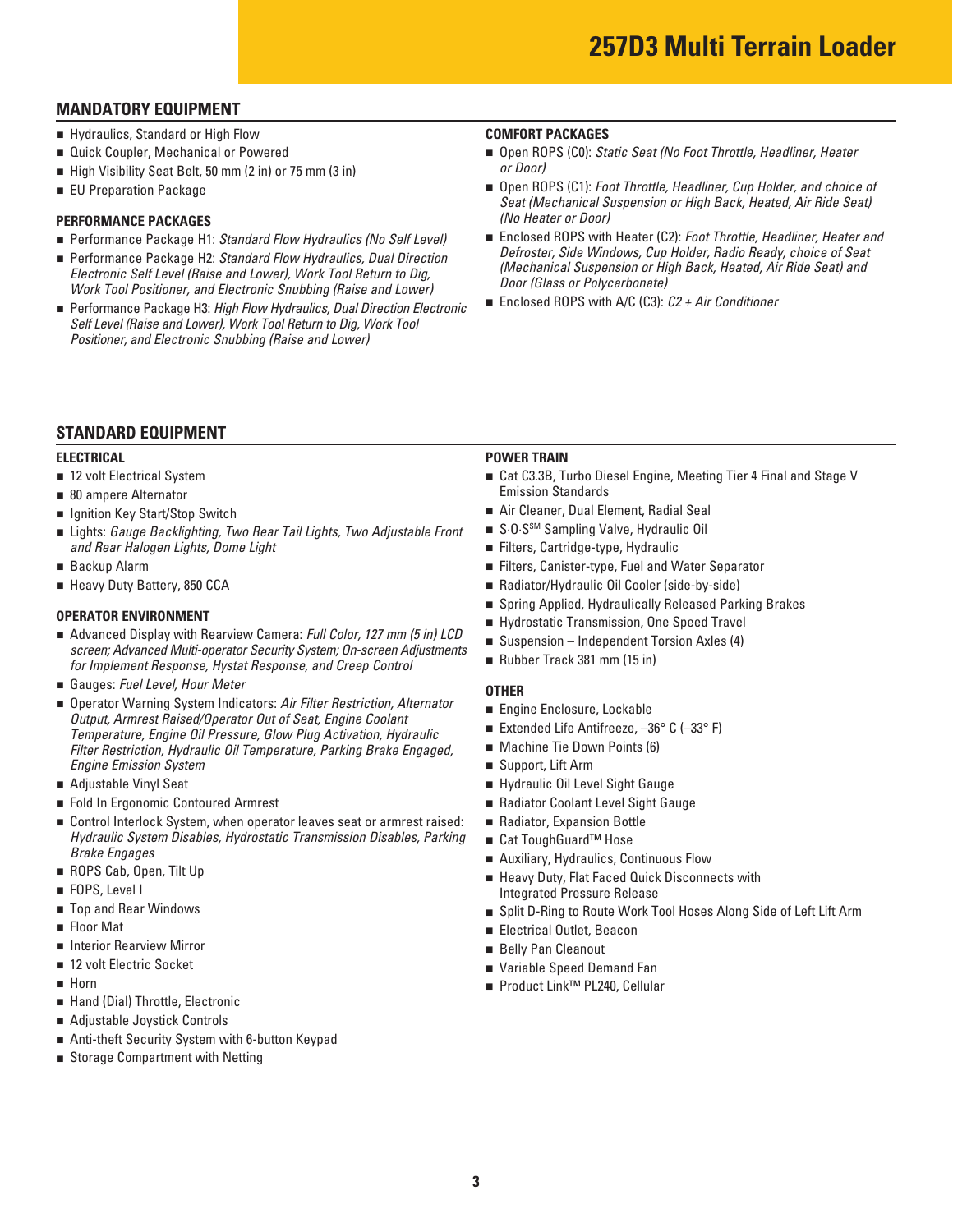# 257D3 Multi Terrain Loader

## MANDATORY EQUIPMENT

- Hydraulics, Standard or High Flow
- Quick Coupler, Mechanical or Powered
- High Visibility Seat Belt, 50 mm (2 in) or 75 mm (3 in)
- EU Preparation Package

### PERFORMANCE PACKAGES

- Performance Package H1: *Standard Flow Hydraulics (No Self Level)*
- Performance Package H2: *Standard Flow Hydraulics, Dual Direction Electronic Self Level (Raise and Lower), Work Tool Return to Dig, Work Tool Positioner, and Electronic Snubbing (Raise and Lower)*
- Performance Package H3: *High Flow Hydraulics, Dual Direction Electronic Self Level (Raise and Lower), Work Tool Return to Dig, Work Tool Positioner, and Electronic Snubbing (Raise and Lower)*

### COMFORT PACKAGES

- Open ROPS (C0): *Static Seat (No Foot Throttle, Headliner, Heater or Door)*
- Open ROPS (C1): *Foot Throttle, Headliner, Cup Holder, and choice of Seat (Mechanical Suspension or High Back, Heated, Air Ride Seat) (No Heater or Door)*
- Enclosed ROPS with Heater (C2): *Foot Throttle, Headliner, Heater and Defroster, Side Windows, Cup Holder, Radio Ready, choice of Seat (Mechanical Suspension or High Back, Heated, Air Ride Seat) and Door (Glass or Polycarbonate)*
- Enclosed ROPS with A/C (C3): *C2 + Air Conditioner*

## STANDARD EQUIPMENT

### ELECTRICAL

- 12 volt Electrical System
- 80 ampere Alternator
- Ignition Key Start/Stop Switch
- Lights: *Gauge Backlighting, Two Rear Tail Lights, Two Adjustable Front and Rear Halogen Lights, Dome Light*
- Backup Alarm
- Heavy Duty Battery, 850 CCA

### OPERATOR ENVIRONMENT

- Advanced Display with Rearview Camera: *Full Color, 127 mm (5 in) LCD screen; Advanced Multi-operator Security System; On-screen Adjustments for Implement Response, Hystat Response, and Creep Control*
- Gauges: *Fuel Level, Hour Meter*
- Operator Warning System Indicators: *Air Filter Restriction, Alternator Output, Armrest Raised/Operator Out of Seat, Engine Coolant Temperature, Engine Oil Pressure, Glow Plug Activation, Hydraulic Filter Restriction, Hydraulic Oil Temperature, Parking Brake Engaged, Engine Emission System*
- Adjustable Vinyl Seat
- Fold In Ergonomic Contoured Armrest
- Control Interlock System, when operator leaves seat or armrest raised: *Hydraulic System Disables, Hydrostatic Transmission Disables, Parking Brake Engages*
- ROPS Cab, Open, Tilt Up
- FOPS, Level I
- Top and Rear Windows
- Floor Mat
- Interior Rearview Mirror
- 12 volt Electric Socket
- Horn
- Hand (Dial) Throttle, Electronic
- Adjustable Joystick Controls
- Anti-theft Security System with 6-button Keypad
- Storage Compartment with Netting

### POWER TRAIN

- Cat C3.3B, Turbo Diesel Engine, Meeting Tier 4 Final and Stage V Emission Standards
- Air Cleaner, Dual Element, Radial Seal
- S·O·S[SM] Sampling Valve, Hydraulic Oil
- Filters, Cartridge-type, Hydraulic
- Filters, Canister-type, Fuel and Water Separator
- Radiator/Hydraulic Oil Cooler (side-by-side)
- Spring Applied, Hydraulically Released Parking Brakes
- Hydrostatic Transmission, One Speed Travel
- Suspension – Independent Torsion Axles (4)
- Rubber Track 381 mm (15 in)

### OTHER

- Engine Enclosure, Lockable
- Extended Life Antifreeze, –36° C (–33° F)
- Machine Tie Down Points (6)
- Support, Lift Arm
- Hydraulic Oil Level Sight Gauge
- Radiator Coolant Level Sight Gauge
- Radiator, Expansion Bottle
- Cat ToughGuard™ Hose
- Auxiliary, Hydraulics, Continuous Flow
- Heavy Duty, Flat Faced Quick Disconnects with Integrated Pressure Release
- Split D-Ring to Route Work Tool Hoses Along Side of Left Lift Arm
- Electrical Outlet, Beacon
- Belly Pan Cleanout
- Variable Speed Demand Fan
- Product Link™ PL240, Cellular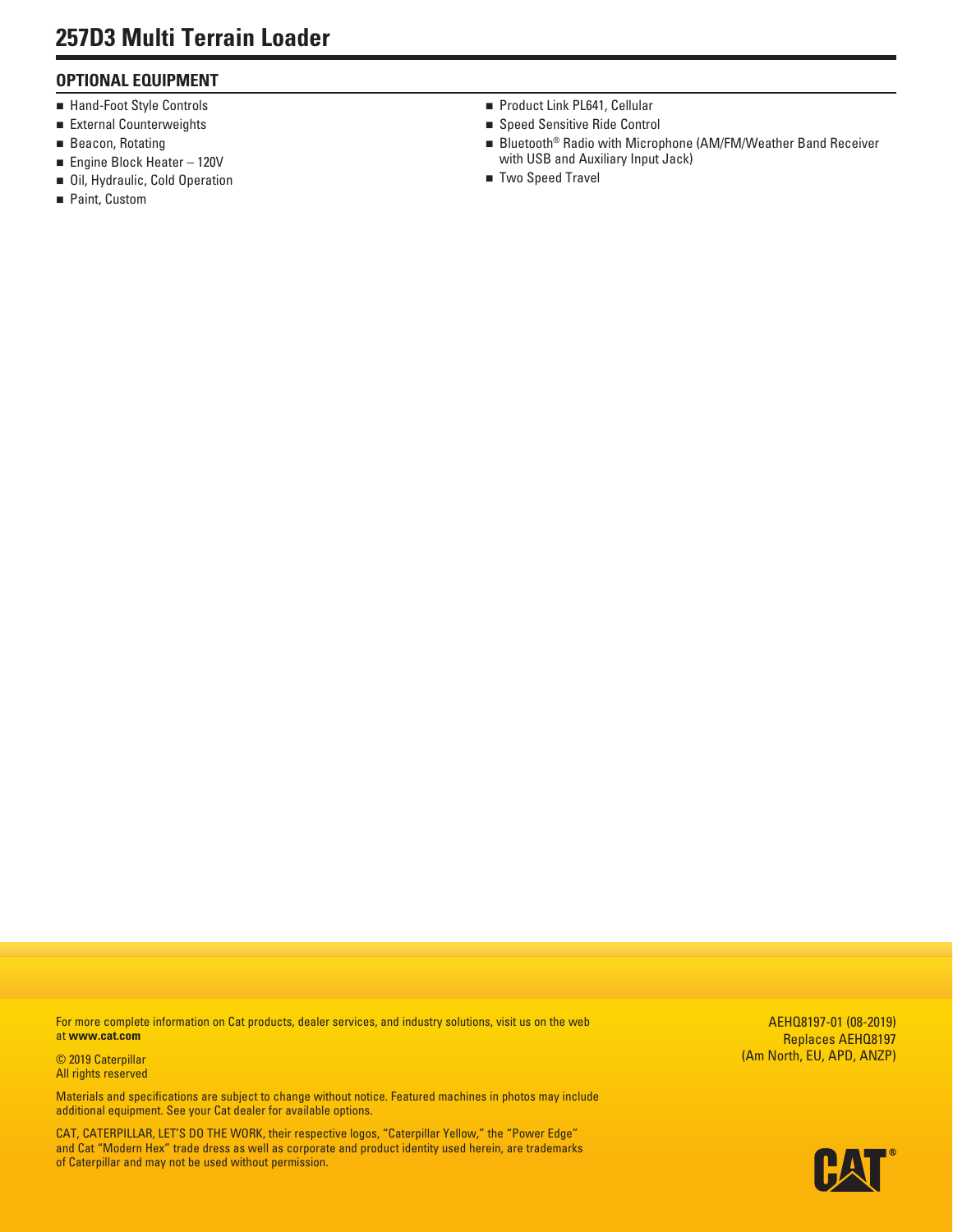# 257D3 Multi Terrain Loader

## OPTIONAL EQUIPMENT

- Hand-Foot Style Controls
- External Counterweights
- Beacon, Rotating
- Engine Block Heater – 120V
- Oil, Hydraulic, Cold Operation
- Paint, Custom
- Product Link PL641, Cellular
- Speed Sensitive Ride Control
- Bluetooth® Radio with Microphone (AM/FM/Weather Band Receiver with USB and Auxiliary Input Jack)
- Two Speed Travel

For more complete information on Cat products, dealer services, and industry solutions, visit us on the web at **www.cat.com**

© 2019 Caterpillar
All rights reserved

Materials and specifications are subject to change without notice. Featured machines in photos may include additional equipment. See your Cat dealer for available options.

CAT, CATERPILLAR, LET'S DO THE WORK, their respective logos, "Caterpillar Yellow," the "Power Edge" and Cat "Modern Hex" trade dress as well as corporate and product identity used herein, are trademarks of Caterpillar and may not be used without permission.

AEHQ8197-01 (08-2019)
Replaces AEHQ8197
(Am North, EU, APD, ANZP)

CAT®